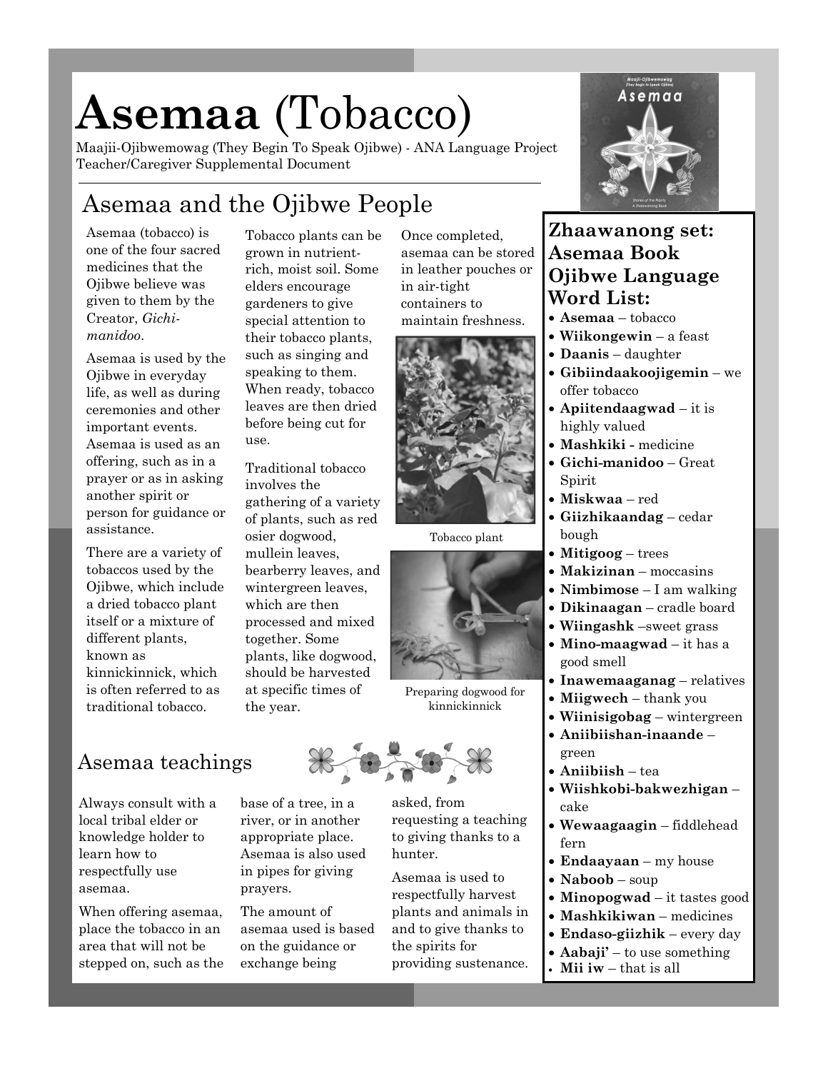# Asemaa (Tobacco)

Maajii-Ojibwemowag (They Begin To Speak Ojibwe) - ANA Language Project
Teacher/Caregiver Supplemental Document

## Asemaa and the Ojibwe People

Asemaa (tobacco) is one of the four sacred medicines that the Ojibwe believe was given to them by the Creator, *Gichi-manidoo*.

Asemaa is used by the Ojibwe in everyday life, as well as during ceremonies and other important events. Asemaa is used as an offering, such as in a prayer or as in asking another spirit or person for guidance or assistance.

There are a variety of tobaccos used by the Ojibwe, which include a dried tobacco plant itself or a mixture of different plants, known as kinnickinnick, which is often referred to as traditional tobacco.

Tobacco plants can be grown in nutrient-rich, moist soil. Some elders encourage gardeners to give special attention to their tobacco plants, such as singing and speaking to them. When ready, tobacco leaves are then dried before being cut for use.

Traditional tobacco involves the gathering of a variety of plants, such as red osier dogwood, mullein leaves, bearberry leaves, and wintergreen leaves, which are then processed and mixed together. Some plants, like dogwood, should be harvested at specific times of the year.

Once completed, asemaa can be stored in leather pouches or in air-tight containers to maintain freshness.

Tobacco plant

Preparing dogwood for kinnickinnick

## Asemaa teachings

Always consult with a local tribal elder or knowledge holder to learn how to respectfully use asemaa.

When offering asemaa, place the tobacco in an area that will not be stepped on, such as the base of a tree, in a river, or in another appropriate place. Asemaa is also used in pipes for giving prayers.

The amount of asemaa used is based on the guidance or exchange being asked, from requesting a teaching to giving thanks to a hunter.

Asemaa is used to respectfully harvest plants and animals in and to give thanks to the spirits for providing sustenance.

### Zhaawanong set: Asemaa Book Ojibwe Language Word List:

- **Asemaa** – tobacco
- **Wiikongewin** – a feast
- **Daanis** – daughter
- **Gibiindaakoojigemin** – we offer tobacco
- **Apiitendaagwad** – it is highly valued
- **Mashkiki -** medicine
- **Gichi-manidoo** – Great Spirit
- **Miskwaa** – red
- **Giizhikaandag** – cedar bough
- **Mitigoog** – trees
- **Makizinan** – moccasins
- **Nimbimose** – I am walking
- **Dikinaagan** – cradle board
- **Wiingashk** –sweet grass
- **Mino-maagwad** – it has a good smell
- **Inawemaaganag** – relatives
- **Miigwech** – thank you
- **Wiinisigobag** – wintergreen
- **Aniibiishan-inaande** – green
- **Aniibiish** – tea
- **Wiishkobi-bakwezhigan** – cake
- **Wewaagaagin** – fiddlehead fern
- **Endaayaan** – my house
- **Naboob** – soup
- **Minopogwad** – it tastes good
- **Mashkikiwan** – medicines
- **Endaso-giizhik** – every day
- **Aabaji'** – to use something
- **Mii iw** – that is all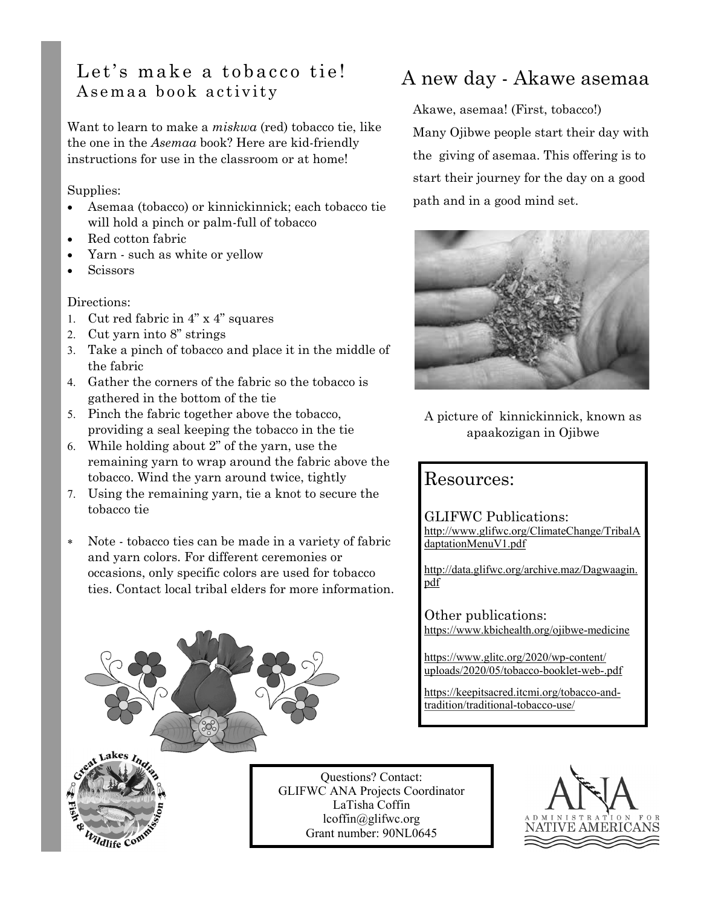## Let's make a tobacco tie!
### Asemaa book activity

Want to learn to make a *miskwa* (red) tobacco tie, like the one in the *Asemaa* book? Here are kid-friendly instructions for use in the classroom or at home!

Supplies:

- Asemaa (tobacco) or kinnickinnick; each tobacco tie will hold a pinch or palm-full of tobacco
- Red cotton fabric
- Yarn - such as white or yellow
- Scissors

Directions:

1. Cut red fabric in 4" x 4" squares
2. Cut yarn into 8" strings
3. Take a pinch of tobacco and place it in the middle of the fabric
4. Gather the corners of the fabric so the tobacco is gathered in the bottom of the tie
5. Pinch the fabric together above the tobacco, providing a seal keeping the tobacco in the tie
6. While holding about 2" of the yarn, use the remaining yarn to wrap around the fabric above the tobacco. Wind the yarn around twice, tightly
7. Using the remaining yarn, tie a knot to secure the tobacco tie

- Note - tobacco ties can be made in a variety of fabric and yarn colors. For different ceremonies or occasions, only specific colors are used for tobacco ties. Contact local tribal elders for more information.

## A new day - Akawe asemaa

Akawe, asemaa! (First, tobacco!)

Many Ojibwe people start their day with the giving of asemaa. This offering is to start their journey for the day on a good path and in a good mind set.

A picture of kinnickinnick, known as apaakozigan in Ojibwe

## Resources:

GLIFWC Publications:

http://www.glifwc.org/ClimateChange/TribalAdaptationMenuV1.pdf

http://data.glifwc.org/archive.maz/Dagwaagin.pdf

Other publications:

https://www.kbichealth.org/ojibwe-medicine

https://www.glitc.org/2020/wp-content/uploads/2020/05/tobacco-booklet-web-.pdf

https://keepitsacred.itcmi.org/tobacco-and-tradition/traditional-tobacco-use/

Questions? Contact:
GLIFWC ANA Projects Coordinator
LaTisha Coffin
lcoffin@glifwc.org
Grant number: 90NL0645

Great Lakes Indian Fish & Wildlife Commission

ANA Administration for Native Americans